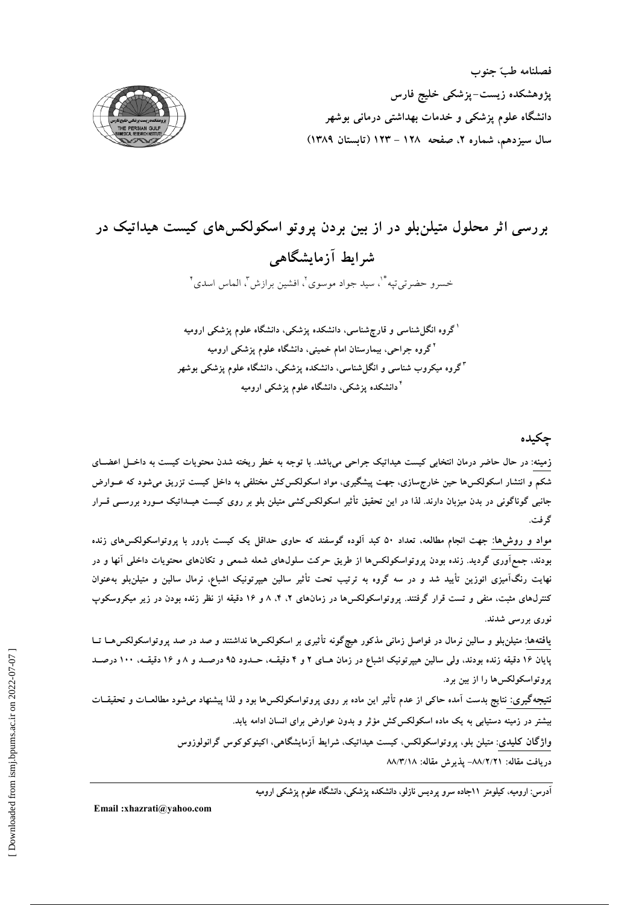فصلنامه طبّ جنوب
پژوهشکده زیست-پزشکی خلیج فارس
دانشگاه علوم پزشکی و خدمات بهداشتی درمانی بوشهر
سال سیزدهم، شماره ۲، صفحه ۱۲۸ - ۱۲۳ (تابستان ۱۳۸۹)

# بررسی اثر محلول متیلن‌بلو در از بین بردن پروتو اسکولکس‌های کیست هیداتیک در شرایط آزمایشگاهی

خسرو حضرتی‌تپه*[۱]، سید جواد موسوی[۲]، افشین برازش[۳]، الماس اسدی[۴]

[۱] گروه انگل‌شناسی و قارچ‌شناسی، دانشکده پزشکی، دانشگاه علوم پزشکی ارومیه
[۲] گروه جراحی، بیمارستان امام خمینی، دانشگاه علوم پزشکی ارومیه
[۳] گروه میکروب شناسی و انگل‌شناسی، دانشکده پزشکی، دانشگاه علوم پزشکی بوشهر
[۴] دانشکده پزشکی، دانشگاه علوم پزشکی ارومیه

## چکیده

زمینه: در حال حاضر درمان انتخابی کیست هیداتیک جراحی می‌باشد. با توجه به خطر ریخته شدن محتویات کیست به داخل اعضای شکم و انتشار اسکولکس‌ها حین خارج‌سازی، جهت پیشگیری، مواد اسکولکس‌کش مختلفی به داخل کیست تزریق می‌شود که عوارض جانبی گوناگونی در بدن میزبان دارند. لذا در این تحقیق تأثیر اسکولکس‌کشی متیلن بلو بر روی کیست هیداتیک مورد بررسی قرار گرفت.

مواد و روش‌ها: جهت انجام مطالعه، تعداد ۵۰ کبد آلوده گوسفند که حاوی حداقل یک کیست بارور با پروتواسکولکس‌های زنده بودند، جمع‌آوری گردید. زنده بودن پروتواسکولکس‌ها از طریق حرکت سلول‌های شعله شمعی و تکان‌های محتویات داخلی آنها و در نهایت رنگ‌آمیزی ائوزین تأیید شد و در سه گروه به ترتیب تحت تأثیر سالین هیپرتونیک اشباع، نرمال سالین و متیلن‌بلو به‌عنوان کنترل‌های مثبت، منفی و تست قرار گرفتند. پروتواسکولکس‌ها در زمان‌های ۲، ۴، ۸ و ۱۶ دقیقه از نظر زنده بودن در زیر میکروسکوپ نوری بررسی شدند.

یافته‌ها: متیلن‌بلو و سالین نرمال در فواصل زمانی مذکور هیچ‌گونه تأثیری بر اسکولکس‌ها نداشتند و صد در صد پروتواسکولکس‌ها تا پایان ۱۶ دقیقه زنده بودند، ولی سالین هیپرتونیک اشباع در زمان های ۲ و ۴ دقیقه، حدود ۹۵ درصد و ۸ و ۱۶ دقیقه، ۱۰۰ درصد پروتواسکولکس‌ها را از بین برد.

نتیجه‌گیری: نتایج بدست آمده حاکی از عدم تأثیر این ماده بر روی پروتواسکولکس‌ها بود و لذا پیشنهاد می‌شود مطالعات و تحقیقات بیشتر در زمینه دستیابی به یک ماده اسکولکس‌کش مؤثر و بدون عوارض برای انسان ادامه یابد.

واژگان کلیدی: متیلن بلو، پروتواسکولکس، کیست هیداتیک، شرایط آزمایشگاهی، اکینوکوکوس گرانولوزوس

دریافت مقاله: ۸۸/۲/۲۱- پذیرش مقاله: ۸۸/۳/۱۸

آدرس: ارومیه، کیلومتر ۱۱جاده سرو پردیس نازلو، دانشکده پزشکی، دانشگاه علوم پزشکی ارومیه

Email :xhazrati@yahoo.com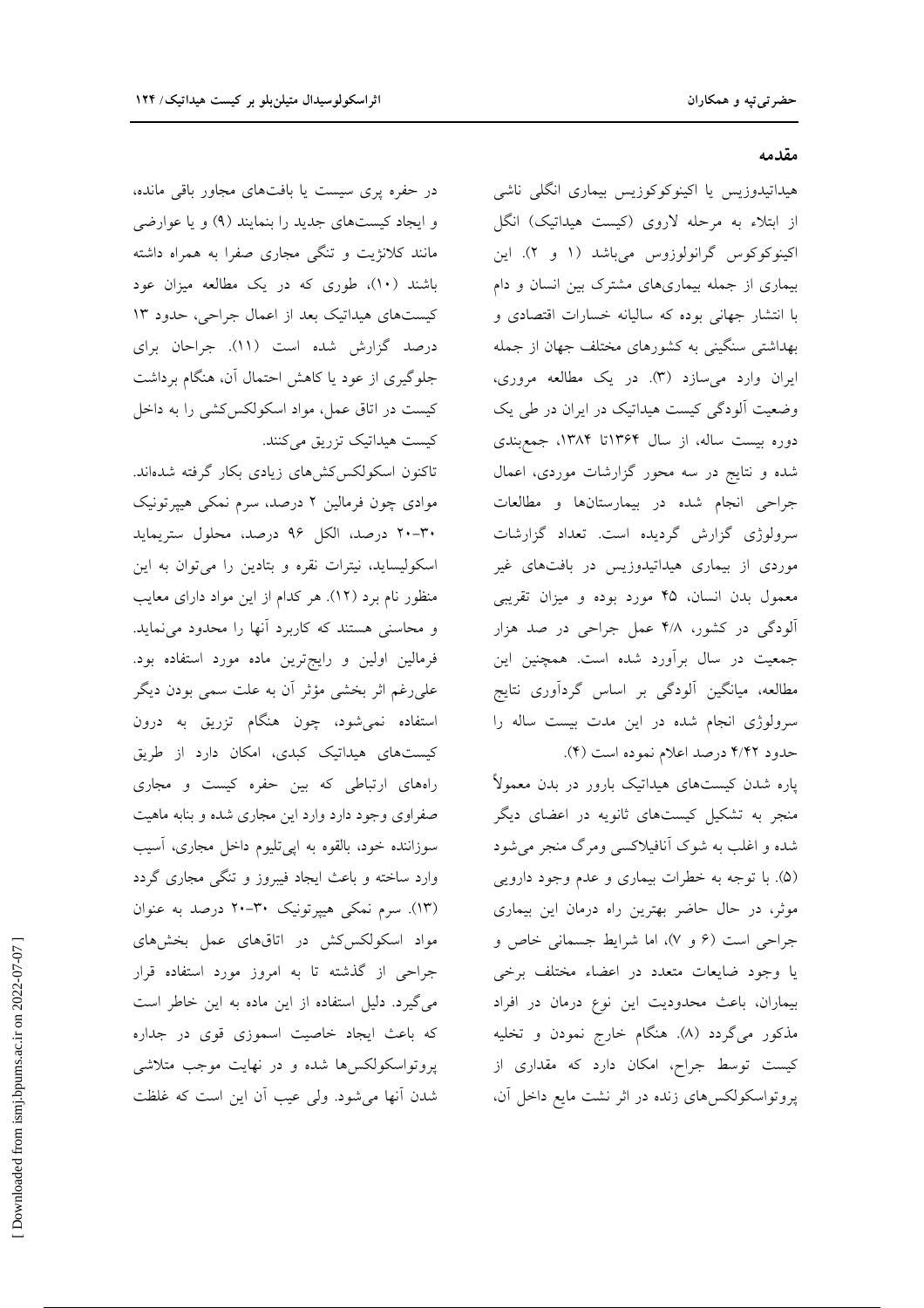## مقدمه

هیداتیدوزیس یا اکینوکوکوزیس بیماری انگلی ناشی از ابتلاء به مرحله لاروی (کیست هیداتیک) انگل اکینوکوکوس گرانولوزوس می‌باشد (۱ و ۲). این بیماری از جمله بیماری‌های مشترک بین انسان و دام با انتشار جهانی بوده که سالیانه خسارات اقتصادی و بهداشتی سنگینی به کشورهای مختلف جهان از جمله ایران وارد می‌سازد (۳). در یک مطالعه مروری، وضعیت آلودگی کیست هیداتیک در ایران در طی یک دوره بیست ساله، از سال ۱۳۶۴تا ۱۳۸۴، جمع‌بندی شده و نتایج در سه محور گزارشات موردی، اعمال جراحی انجام شده در بیمارستان‌ها و مطالعات سرولوژی گزارش گردیده است. تعداد گزارشات موردی از بیماری هیداتیدوزیس در بافت‌های غیر معمول بدن انسان، ۴۵ مورد بوده و میزان تقریبی آلودگی در کشور، ۴/۸ عمل جراحی در صد هزار جمعیت در سال برآورد شده است. همچنین این مطالعه، میانگین آلودگی بر اساس گردآوری نتایج سرولوژی انجام شده در این مدت بیست ساله را حدود ۴/۴۲ درصد اعلام نموده است (۴).

پاره شدن کیست‌های هیداتیک بارور در بدن معمولاً منجر به تشکیل کیست‌های ثانویه در اعضای دیگر شده و اغلب به شوک آنافیلاکسی ومرگ منجر می‌شود (۵). با توجه به خطرات بیماری و عدم وجود دارویی موثر، در حال حاضر بهترین راه درمان این بیماری جراحی است (۶ و ۷)، اما شرایط جسمانی خاص و یا وجود ضایعات متعدد در اعضاء مختلف برخی بیماران، باعث محدودیت این نوع درمان در افراد مذکور می‌گردد (۸). هنگام خارج نمودن و تخلیه کیست توسط جراح، امکان دارد که مقداری از پروتواسکولکس‌های زنده در اثر نشت مایع داخل آن، در حفره پری سیست یا بافت‌های مجاور باقی مانده، و ایجاد کیست‌های جدید را بنمایند (۹) و یا عوارضی مانند کلانژیت و تنگی مجاری صفرا به همراه داشته باشند (۱۰)، طوری که در یک مطالعه میزان عود کیست‌های هیداتیک بعد از اعمال جراحی، حدود ۱۳ درصد گزارش شده است (۱۱). جراحان برای جلوگیری از عود یا کاهش احتمال آن، هنگام برداشت کیست در اتاق عمل، مواد اسکولکس‌کشی را به داخل کیست هیداتیک تزریق می‌کنند.

تاکنون اسکولکس‌کش‌های زیادی بکار گرفته شده‌اند. موادی چون فرمالین ۲ درصد، سرم نمکی هیپرتونیک ۳۰-۲۰ درصد، الکل ۹۶ درصد، محلول ستریماید اسکولیساید، نیترات نقره و بتادین را می‌توان به این منظور نام برد (۱۲). هر کدام از این مواد دارای معایب و محاسنی هستند که کاربرد آنها را محدود می‌نماید. فرمالین اولین و رایج‌ترین ماده مورد استفاده بود. علی‌رغم اثر بخشی مؤثر آن به علت سمی بودن دیگر استفاده نمی‌شود، چون هنگام تزریق به درون کیست‌های هیداتیک کبدی، امکان دارد از طریق راه‌های ارتباطی که بین حفره کیست و مجاری صفراوی وجود دارد وارد این مجاری شده و بنابه ماهیت سوزاننده خود، بالقوه به اپی‌تلیوم داخل مجاری، آسیب وارد ساخته و باعث ایجاد فیبروز و تنگی مجاری گردد (۱۳). سرم نمکی هیپرتونیک ۳۰-۲۰ درصد به عنوان مواد اسکولکس‌کش در اتاق‌های عمل بخش‌های جراحی از گذشته تا به امروز مورد استفاده قرار می‌گیرد. دلیل استفاده از این ماده به این خاطر است که باعث ایجاد خاصیت اسموزی قوی در جداره پروتواسکولکس‌ها شده و در نهایت موجب متلاشی شدن آنها می‌شود. ولی عیب آن این است که غلظت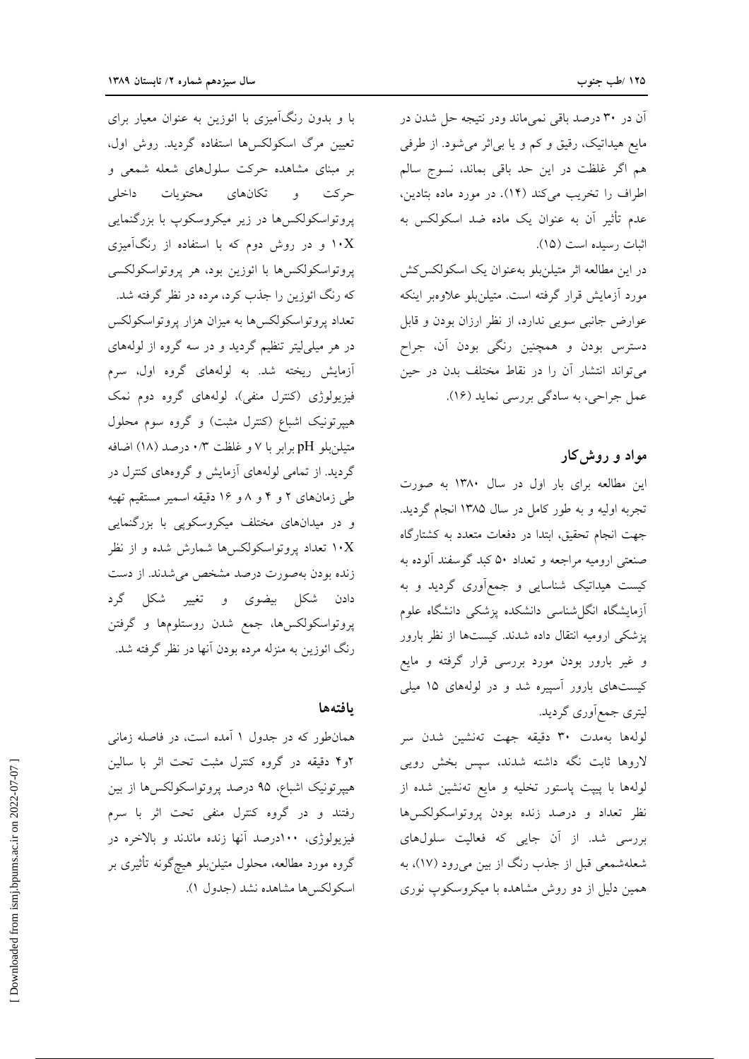آن در ۳۰ درصد باقی نمی‌ماند ودر نتیجه حل شدن در مایع هیداتیک، رقیق و کم و یا بی‌اثر می‌شود. از طرفی هم اگر غلظت در این حد باقی بماند، نسوج سالم اطراف را تخریب می‌کند (۱۴). در مورد ماده بتادین، عدم تأثیر آن به عنوان یک ماده ضد اسکولکس به اثبات رسیده است (۱۵).

در این مطالعه اثر متیلن‌بلو به‌عنوان یک اسکولکس‌کش مورد آزمایش قرار گرفته است. متیلن‌بلو علاوه‌بر اینکه عوارض جانبی سویی ندارد، از نظر ارزان بودن و قابل دسترس بودن و همچنین رنگی بودن آن، جراح می‌تواند انتشار آن را در نقاط مختلف بدن در حین عمل جراحی، به سادگی بررسی نماید (۱۶).

## مواد و روش‌کار

این مطالعه برای بار اول در سال ۱۳۸۰ به صورت تجربه اولیه و به طور کامل در سال ۱۳۸۵ انجام گردید. جهت انجام تحقیق، ابتدا در دفعات متعدد به کشتارگاه صنعتی ارومیه مراجعه و تعداد ۵۰ کبد گوسفند آلوده به کیست هیداتیک شناسایی و جمع‌آوری گردید و به آزمایشگاه انگل‌شناسی دانشکده پزشکی دانشگاه علوم پزشکی ارومیه انتقال داده شدند. کیست‌ها از نظر بارور و غیر بارور بودن مورد بررسی قرار گرفته و مایع کیست‌های بارور آسپیره شد و در لوله‌های ۱۵ میلی لیتری جمع‌آوری گردید.

لوله‌ها به‌مدت ۳۰ دقیقه جهت ته‌نشین شدن سر لاروها ثابت نگه داشته شدند، سپس بخش رویی لوله‌ها با پیپت پاستور تخلیه و مایع ته‌نشین شده از نظر تعداد و درصد زنده بودن پروتواسکولکس‌ها بررسی شد. از آن جایی که فعالیت سلول‌های شعله‌شمعی قبل از جذب رنگ از بین می‌رود (۱۷)، به همین دلیل از دو روش مشاهده با میکروسکوپ نوری با و بدون رنگ‌آمیزی با ائوزین به عنوان معیار برای تعیین مرگ اسکولکس‌ها استفاده گردید. روش اول، بر مبنای مشاهده حرکت سلول‌های شعله شمعی و حرکت و تکان‌های محتویات داخلی پروتواسکولکس‌ها در زیر میکروسکوپ با بزرگنمایی ۱۰X و در روش دوم که با استفاده از رنگ‌آمیزی پروتواسکولکس‌ها با ائوزین بود، هر پروتواسکولکسی که رنگ ائوزین را جذب کرد، مرده در نظر گرفته شد.

تعداد پروتواسکولکس‌ها به میزان هزار پروتواسکولکس در هر میلی‌لیتر تنظیم گردید و در سه گروه از لوله‌های آزمایش ریخته شد. به لوله‌های گروه اول، سرم فیزیولوژی (کنترل منفی)، لوله‌های گروه دوم نمک هیپرتونیک اشباع (کنترل مثبت) و گروه سوم محلول متیلن‌بلو pH برابر با ۷ و غلظت ۰/۳ درصد (۱۸) اضافه گردید. از تمامی لوله‌های آزمایش و گروه‌های کنترل در طی زمان‌های ۲ و ۴ و ۸ و ۱۶ دقیقه اسمیر مستقیم تهیه و در میدان‌های مختلف میکروسکوپی با بزرگنمایی ۱۰X تعداد پروتواسکولکس‌ها شمارش شده و از نظر زنده بودن به‌صورت درصد مشخص می‌شدند. از دست دادن شکل بیضوی و تغییر شکل گرد پروتواسکولکس‌ها، جمع شدن روستلوم‌ها و گرفتن رنگ ائوزین به منزله مرده بودن آنها در نظر گرفته شد.

## یافته‌ها

همان‌طور که در جدول ۱ آمده است، در فاصله زمانی ۲و۴ دقیقه در گروه کنترل مثبت تحت اثر با سالین هیپرتونیک اشباع، ۹۵ درصد پروتواسکولکس‌ها از بین رفتند و در گروه کنترل منفی تحت اثر با سرم فیزیولوژی، ۱۰۰درصد آنها زنده ماندند و بالاخره در گروه مورد مطالعه، محلول متیلن‌بلو هیچ‌گونه تأثیری بر اسکولکس‌ها مشاهده نشد (جدول ۱).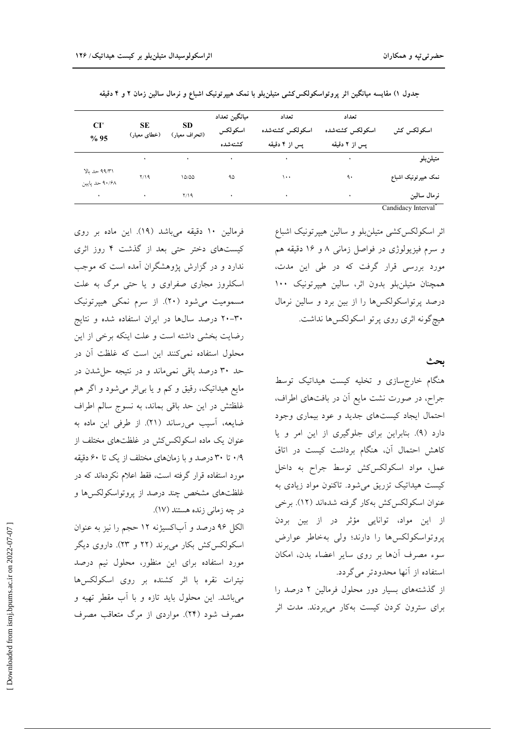جدول ۱) مقایسه میانگین اثر پروتواسکولکس‌کشی متیلن‌بلو با نمک هیپرتونیک اشباع و نرمال سالین زمان ۲ و ۴ دقیقه

| اسکولکس کش | تعداد اسکولکس کشته‌شده پس از ۲ دقیقه | تعداد اسکولکس کشته‌شده پس از ۴ دقیقه | میانگین تعداد اسکولکس کشته‌شده | SD (انحراف معیار) | SE (خطای معیار) | CI* 95 % |
|---|---|---|---|---|---|---|
| متیلن‌بلو | ۰ | ۰ | ۰ | ۰ | ۰ | |
| نمک هیپرتونیک اشباع | ۹۰ | ۱۰۰ | ۹۵ | ۱۵/۵۵ | ۲/۱۹ | ۹۹/۳۱ حد بالا ۹۰/۶۸ حد پایین |
| نرمال سالین | ۰ | ۰ | ۰ | ۲/۱۹ | ۰ | ۰ |

Candidacy Interval*

اثر اسکولکس‌کشی متیلن‌بلو و سالین هیپرتونیک اشباع و سرم فیزیولوژی در فواصل زمانی ۸ و ۱۶ دقیقه هم مورد بررسی قرار گرفت که در طی این مدت، همچنان متیلن‌بلو بدون اثر، سالین هیپرتونیک ۱۰۰ درصد پرتواسکولکس‌ها را از بین برد و سالین نرمال هیچ‌گونه اثری روی پرتو اسکولکس‌ها نداشت.

## بحث

هنگام خارج‌سازی و تخلیه کیست هیداتیک توسط جراح، در صورت نشت مایع آن در بافت‌های اطراف، احتمال ایجاد کیست‌های جدید و عود بیماری وجود دارد (۹). بنابراین برای جلوگیری از این امر و یا کاهش احتمال آن، هنگام برداشت کیست در اتاق عمل، مواد اسکولکس‌کش توسط جراح به داخل کیست هیداتیک تزریق می‌شود. تاکنون مواد زیادی به عنوان اسکولکس‌کش به‌کار گرفته شده‌اند (۱۲). برخی از این مواد، توانایی مؤثر در از بین بردن پروتواسکولکس‌ها را دارند؛ ولی به‌خاطر عوارض سوء مصرف آن‌ها بر روی سایر اعضاء بدن، امکان استفاده از آنها محدودتر می‌گردد.

از گذشته‌های بسیار دور محلول فرمالین ۲ درصد را برای سترون کردن کیست به‌کار می‌بردند. مدت اثر فرمالین ۱۰ دقیقه می‌باشد (۱۹). این ماده بر روی کیست‌های دختر حتی بعد از گذشت ۴ روز اثری ندارد و در گزارش پژوهشگران آمده است که موجب اسکلروز مجاری صفراوی و یا حتی مرگ به علت مسمومیت می‌شود (۲۰). از سرم نمکی هیپرتونیک ۲۰-۳۰ درصد سال‌ها در ایران استفاده شده و نتایج رضایت بخشی داشته است و علت اینکه برخی از این محلول استفاده نمی‌کنند این است که غلظت آن در حد ۳۰ درصد باقی نمی‌ماند و در نتیجه حل‌شدن در مایع هیداتیک، رقیق و کم و یا بی‌اثر می‌شود و اگر هم غلظتش در این حد باقی بماند، به نسوج سالم اطراف ضایعه، آسیب می‌رساند (۲۱). از طرفی این ماده به عنوان یک ماده اسکولکس‌کش در غلظت‌های مختلف از ۰/۹ تا ۳۰ درصد و با زمان‌های مختلف از یک تا ۶۰ دقیقه مورد استفاده قرار گرفته است، فقط اعلام نکرده‌اند که در غلظت‌های مشخص چند درصد از پروتواسکولکس‌ها و در چه زمانی زنده هستند (۱۷).

الکل ۹۶ درصد و آب‌اکسیژنه ۱۲ حجم را نیز به عنوان اسکولکس‌کش بکار می‌برند (۲۲ و ۲۳). داروی دیگر مورد استفاده برای این منظور، محلول نیم درصد نیترات نقره با اثر کشنده بر روی اسکولکس‌ها می‌باشد. این محلول باید تازه و با آب مقطر تهیه و مصرف شود (۲۴). مواردی از مرگ متعاقب مصرف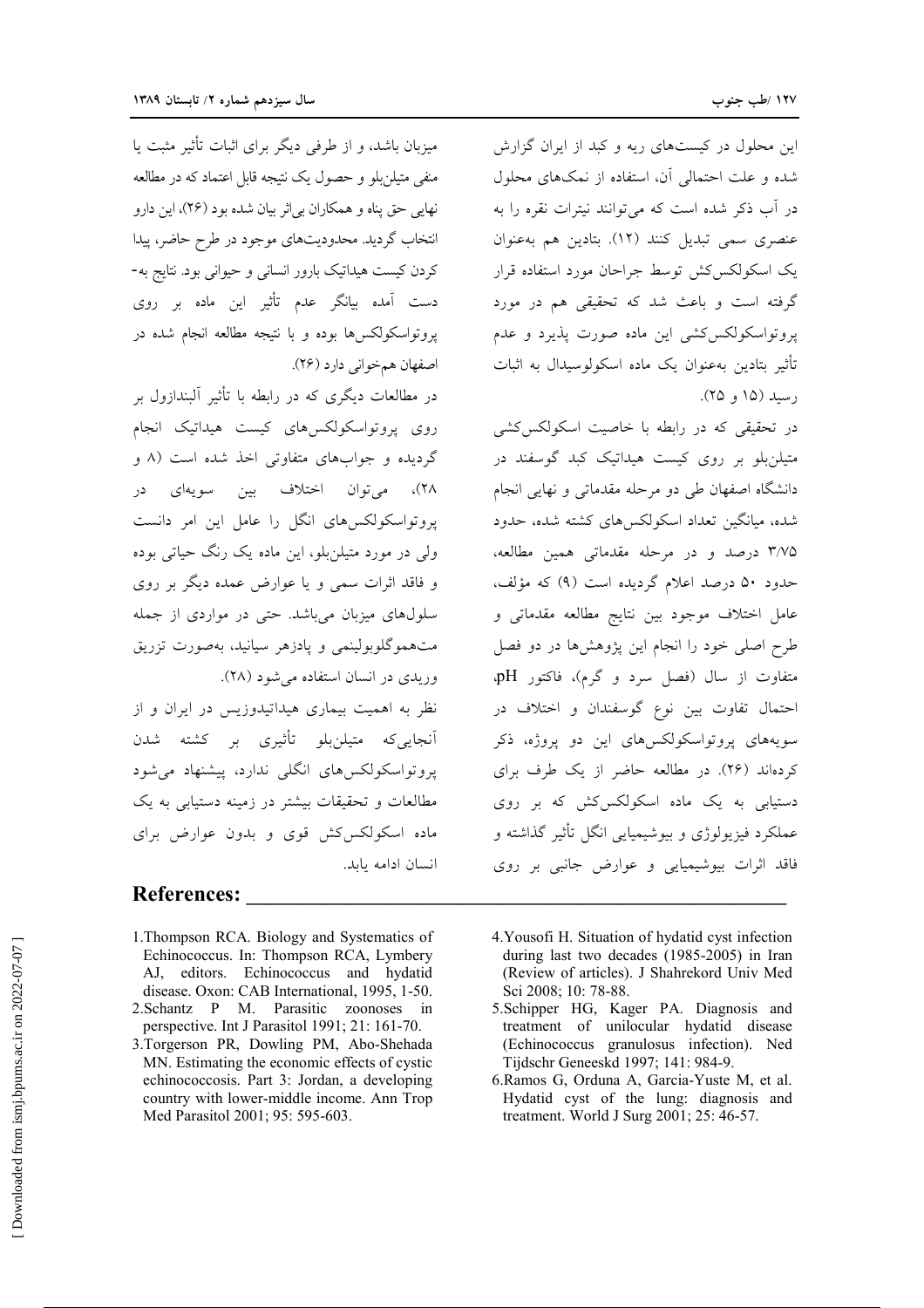این محلول در کیست‌های ریه و کبد از ایران گزارش شده و علت احتمالی آن، استفاده از نمک‌های محلول در آب ذکر شده است که می‌توانند نیترات نقره را به عنصری سمی تبدیل کنند (۱۲). بتادین هم به‌عنوان یک اسکولکس‌کش توسط جراحان مورد استفاده قرار گرفته است و باعث شد که تحقیقی هم در مورد پروتواسکولکس‌کشی این ماده صورت پذیرد و عدم تأثیر بتادین به‌عنوان یک ماده اسکولوسیدال به اثبات رسید (۱۵ و ۲۵).

در تحقیقی که در رابطه با خاصیت اسکولکس‌کشی متیلن‌بلو بر روی کیست هیداتیک کبد گوسفند در دانشگاه اصفهان طی دو مرحله مقدماتی و نهایی انجام شده، میانگین تعداد اسکولکس‌های کشته شده، حدود ۳/۷۵ درصد و در مرحله مقدماتی همین مطالعه، حدود ۵۰ درصد اعلام گردیده است (۹) که مؤلف، عامل اختلاف موجود بین نتایج مطالعه مقدماتی و طرح اصلی خود را انجام این پژوهش‌ها در دو فصل متفاوت از سال (فصل سرد و گرم)، فاکتور pH، احتمال تفاوت بین نوع گوسفندان و اختلاف در سویه‌های پروتواسکولکس‌های این دو پروژه، ذکر کرده‌اند (۲۶). در مطالعه حاضر از یک طرف برای دستیابی به یک ماده اسکولکس‌کش که بر روی عملکرد فیزیولوژی و بیوشیمیایی انگل تأثیر گذاشته و فاقد اثرات بیوشیمیایی و عوارض جانبی بر روی میزبان باشد، و از طرفی دیگر برای اثبات تأثیر مثبت یا منفی متیلن‌بلو و حصول یک نتیجه قابل اعتماد که در مطالعه نهایی حق پناه و همکاران بی‌اثر بیان شده بود (۲۶)، این دارو انتخاب گردید. محدودیت‌های موجود در طرح حاضر، پیدا کردن کیست هیداتیک بارور انسانی و حیوانی بود. نتایج به‌دست آمده بیانگر عدم تأثیر این ماده بر روی پروتواسکولکس‌ها بوده و با نتیجه مطالعه انجام شده در اصفهان هم‌خوانی دارد (۲۶).

در مطالعات دیگری که در رابطه با تأثیر آلبندازول بر روی پروتواسکولکس‌های کیست هیداتیک انجام گردیده و جواب‌های متفاوتی اخذ شده است (۸ و ۲۸)، می‌توان اختلاف بین سویه‌ای در پروتواسکولکس‌های انگل را عامل این امر دانست ولی در مورد متیلن‌بلو، این ماده یک رنگ حیاتی بوده و فاقد اثرات سمی و یا عوارض عمده دیگر بر روی سلول‌های میزبان می‌باشد. حتی در مواردی از جمله مت‌هموگلوبولینمی و پادزهر سیانید، به‌صورت تزریق وریدی در انسان استفاده می‌شود (۲۸).

نظر به اهمیت بیماری هیداتیدوزیس در ایران و از آنجایی‌که متیلن‌بلو تأثیری بر کشته شدن پروتواسکولکس‌های انگلی ندارد، پیشنهاد می‌شود مطالعات و تحقیقات بیشتر در زمینه دستیابی به یک ماده اسکولکس‌کش قوی و بدون عوارض برای انسان ادامه یابد.

## References:

1. Thompson RCA. Biology and Systematics of Echinococcus. In: Thompson RCA, Lymbery AJ, editors. Echinococcus and hydatid disease. Oxon: CAB International, 1995, 1-50.
2. Schantz P M. Parasitic zoonoses in perspective. Int J Parasitol 1991; 21: 161-70.
3. Torgerson PR, Dowling PM, Abo-Shehada MN. Estimating the economic effects of cystic echinococcosis. Part 3: Jordan, a developing country with lower-middle income. Ann Trop Med Parasitol 2001; 95: 595-603.
4. Yousofi H. Situation of hydatid cyst infection during last two decades (1985-2005) in Iran (Review of articles). J Shahrekord Univ Med Sci 2008; 10: 78-88.
5. Schipper HG, Kager PA. Diagnosis and treatment of unilocular hydatid disease (Echinococcus granulosus infection). Ned Tijdschr Geneeskd 1997; 141: 984-9.
6. Ramos G, Orduna A, Garcia-Yuste M, et al. Hydatid cyst of the lung: diagnosis and treatment. World J Surg 2001; 25: 46-57.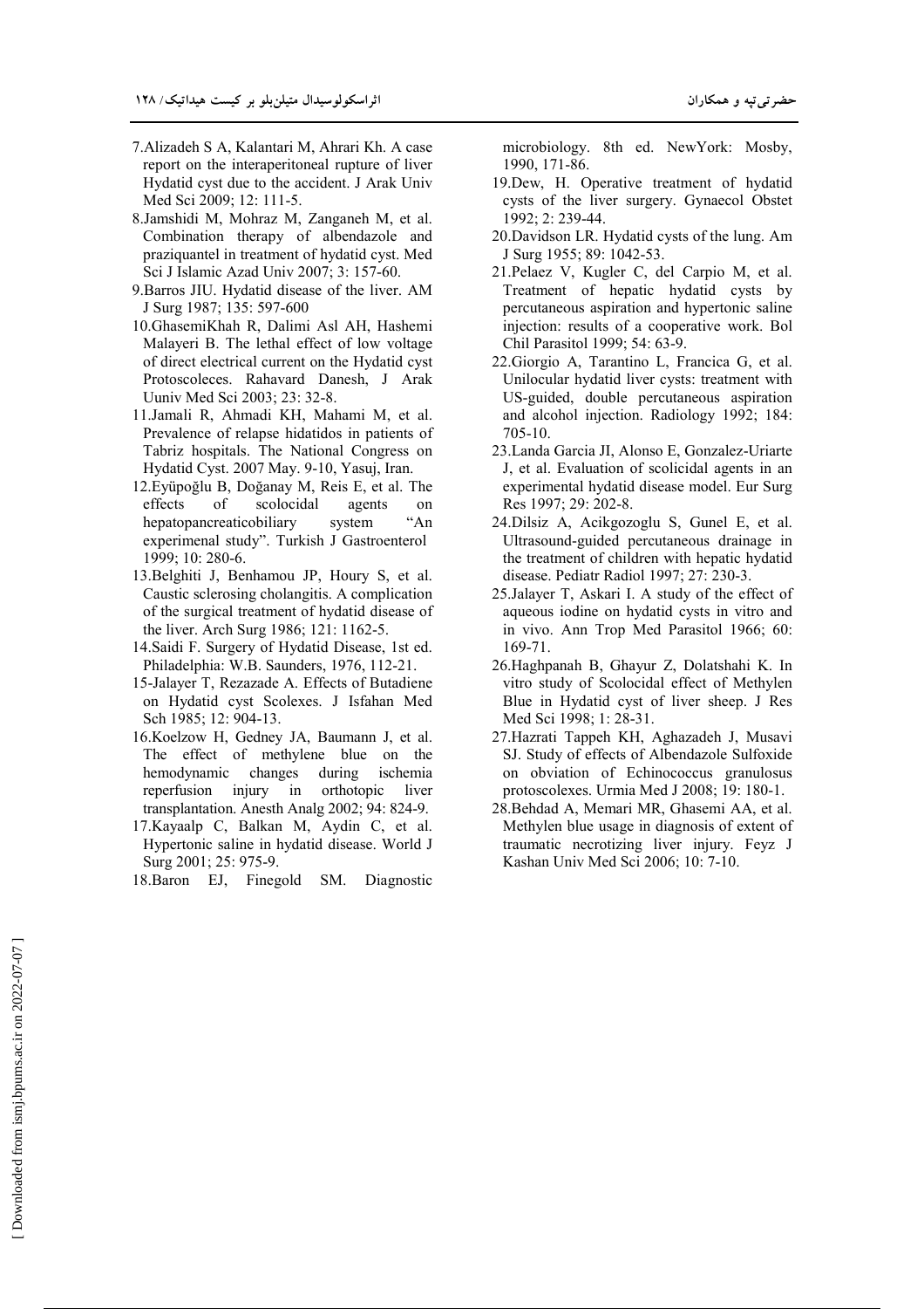7.Alizadeh S A, Kalantari M, Ahrari Kh. A case report on the interaperitoneal rupture of liver Hydatid cyst due to the accident. J Arak Univ Med Sci 2009; 12: 111-5.

8.Jamshidi M, Mohraz M, Zanganeh M, et al. Combination therapy of albendazole and praziquantel in treatment of hydatid cyst. Med Sci J Islamic Azad Univ 2007; 3: 157-60.

9.Barros JIU. Hydatid disease of the liver. AM J Surg 1987; 135: 597-600

10.GhasemiKhah R, Dalimi Asl AH, Hashemi Malayeri B. The lethal effect of low voltage of direct electrical current on the Hydatid cyst Protoscoleces. Rahavard Danesh, J Arak Uuniv Med Sci 2003; 23: 32-8.

11.Jamali R, Ahmadi KH, Mahami M, et al. Prevalence of relapse hidatidos in patients of Tabriz hospitals. The National Congress on Hydatid Cyst. 2007 May. 9-10, Yasuj, Iran.

12.Eyüpoğlu B, Doğanay M, Reis E, et al. The effects of scolocidal agents on hepatopancreaticobiliary system "An experimenal study". Turkish J Gastroenterol 1999; 10: 280-6.

13.Belghiti J, Benhamou JP, Houry S, et al. Caustic sclerosing cholangitis. A complication of the surgical treatment of hydatid disease of the liver. Arch Surg 1986; 121: 1162-5.

14.Saidi F. Surgery of Hydatid Disease, 1st ed. Philadelphia: W.B. Saunders, 1976, 112-21.

15-Jalayer T, Rezazade A. Effects of Butadiene on Hydatid cyst Scolexes. J Isfahan Med Sch 1985; 12: 904-13.

16.Koelzow H, Gedney JA, Baumann J, et al. The effect of methylene blue on the hemodynamic changes during ischemia reperfusion injury in orthotopic liver transplantation. Anesth Analg 2002; 94: 824-9.

17.Kayaalp C, Balkan M, Aydin C, et al. Hypertonic saline in hydatid disease. World J Surg 2001; 25: 975-9.

18.Baron EJ, Finegold SM. Diagnostic microbiology. 8th ed. NewYork: Mosby, 1990, 171-86.

19.Dew, H. Operative treatment of hydatid cysts of the liver surgery. Gynaecol Obstet 1992; 2: 239-44.

20.Davidson LR. Hydatid cysts of the lung. Am J Surg 1955; 89: 1042-53.

21.Pelaez V, Kugler C, del Carpio M, et al. Treatment of hepatic hydatid cysts by percutaneous aspiration and hypertonic saline injection: results of a cooperative work. Bol Chil Parasitol 1999; 54: 63-9.

22.Giorgio A, Tarantino L, Francica G, et al. Unilocular hydatid liver cysts: treatment with US-guided, double percutaneous aspiration and alcohol injection. Radiology 1992; 184: 705-10.

23.Landa Garcia JI, Alonso E, Gonzalez-Uriarte J, et al. Evaluation of scolicidal agents in an experimental hydatid disease model. Eur Surg Res 1997; 29: 202-8.

24.Dilsiz A, Acikgozoglu S, Gunel E, et al. Ultrasound-guided percutaneous drainage in the treatment of children with hepatic hydatid disease. Pediatr Radiol 1997; 27: 230-3.

25.Jalayer T, Askari I. A study of the effect of aqueous iodine on hydatid cysts in vitro and in vivo. Ann Trop Med Parasitol 1966; 60: 169-71.

26.Haghpanah B, Ghayur Z, Dolatshahi K. In vitro study of Scolocidal effect of Methylen Blue in Hydatid cyst of liver sheep. J Res Med Sci 1998; 1: 28-31.

27.Hazrati Tappeh KH, Aghazadeh J, Musavi SJ. Study of effects of Albendazole Sulfoxide on obviation of Echinococcus granulosus protoscolexes. Urmia Med J 2008; 19: 180-1.

28.Behdad A, Memari MR, Ghasemi AA, et al. Methylen blue usage in diagnosis of extent of traumatic necrotizing liver injury. Feyz J Kashan Univ Med Sci 2006; 10: 7-10.